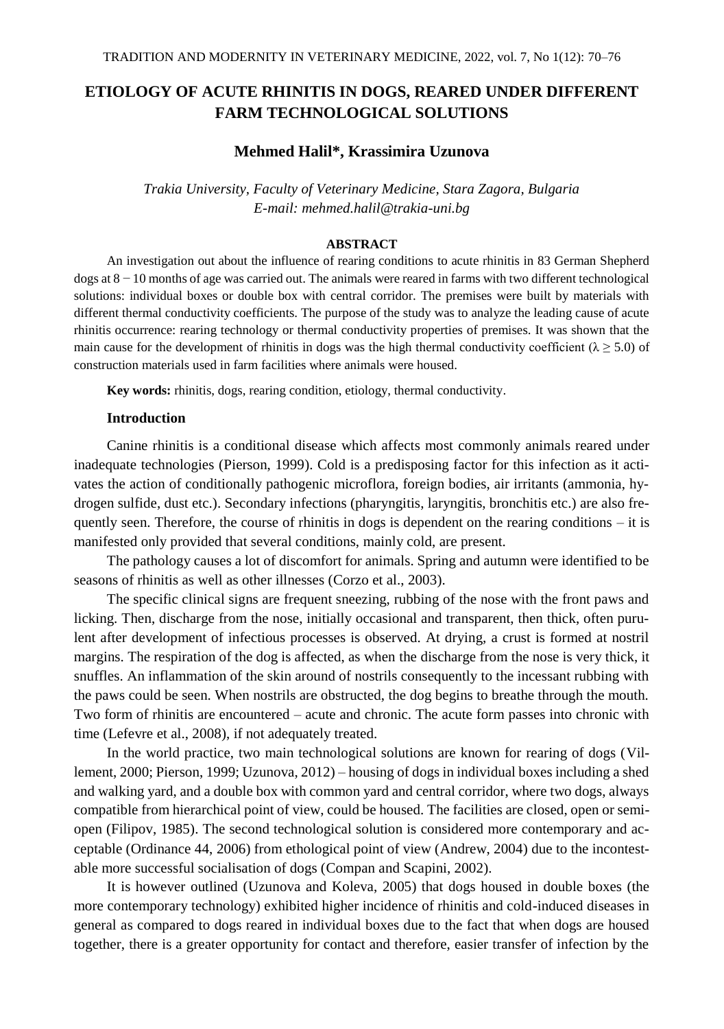# ETIOLOGY OF ACUTE RHINITIS IN DOGS, REARED UNDER DIFFERENT FARM TECHNOLOGICAL SOLUTIONS

**Mehmed Halil\*, Krassimira Uzunova**

*Trakia University, Faculty of Veterinary Medicine, Stara Zagora, Bulgaria*
*E-mail: mehmed.halil@trakia-uni.bg*

**ABSTRACT**

An investigation out about the influence of rearing conditions to acute rhinitis in 83 German Shepherd dogs at 8 − 10 months of age was carried out. The animals were reared in farms with two different technological solutions: individual boxes or double box with central corridor. The premises were built by materials with different thermal conductivity coefficients. The purpose of the study was to analyze the leading cause of acute rhinitis occurrence: rearing technology or thermal conductivity properties of premises. It was shown that the main cause for the development of rhinitis in dogs was the high thermal conductivity coefficient ($\lambda \geq 5.0$) of construction materials used in farm facilities where animals were housed.

**Key words:** rhinitis, dogs, rearing condition, etiology, thermal conductivity.

## Introduction

Canine rhinitis is a conditional disease which affects most commonly animals reared under inadequate technologies (Pierson, 1999). Cold is a predisposing factor for this infection as it activates the action of conditionally pathogenic microflora, foreign bodies, air irritants (ammonia, hydrogen sulfide, dust etc.). Secondary infections (pharyngitis, laryngitis, bronchitis etc.) are also frequently seen. Therefore, the course of rhinitis in dogs is dependent on the rearing conditions – it is manifested only provided that several conditions, mainly cold, are present.

The pathology causes a lot of discomfort for animals. Spring and autumn were identified to be seasons of rhinitis as well as other illnesses (Corzo et al., 2003).

The specific clinical signs are frequent sneezing, rubbing of the nose with the front paws and licking. Then, discharge from the nose, initially occasional and transparent, then thick, often purulent after development of infectious processes is observed. At drying, a crust is formed at nostril margins. The respiration of the dog is affected, as when the discharge from the nose is very thick, it snuffles. An inflammation of the skin around of nostrils consequently to the incessant rubbing with the paws could be seen. When nostrils are obstructed, the dog begins to breathe through the mouth. Two form of rhinitis are encountered – acute and chronic. The acute form passes into chronic with time (Lefevre et al., 2008), if not adequately treated.

In the world practice, two main technological solutions are known for rearing of dogs (Villement, 2000; Pierson, 1999; Uzunova, 2012) – housing of dogs in individual boxes including a shed and walking yard, and a double box with common yard and central corridor, where two dogs, always compatible from hierarchical point of view, could be housed. The facilities are closed, open or semi-open (Filipov, 1985). The second technological solution is considered more contemporary and acceptable (Ordinance 44, 2006) from ethological point of view (Andrew, 2004) due to the incontestable more successful socialisation of dogs (Compan and Scapini, 2002).

It is however outlined (Uzunova and Koleva, 2005) that dogs housed in double boxes (the more contemporary technology) exhibited higher incidence of rhinitis and cold-induced diseases in general as compared to dogs reared in individual boxes due to the fact that when dogs are housed together, there is a greater opportunity for contact and therefore, easier transfer of infection by the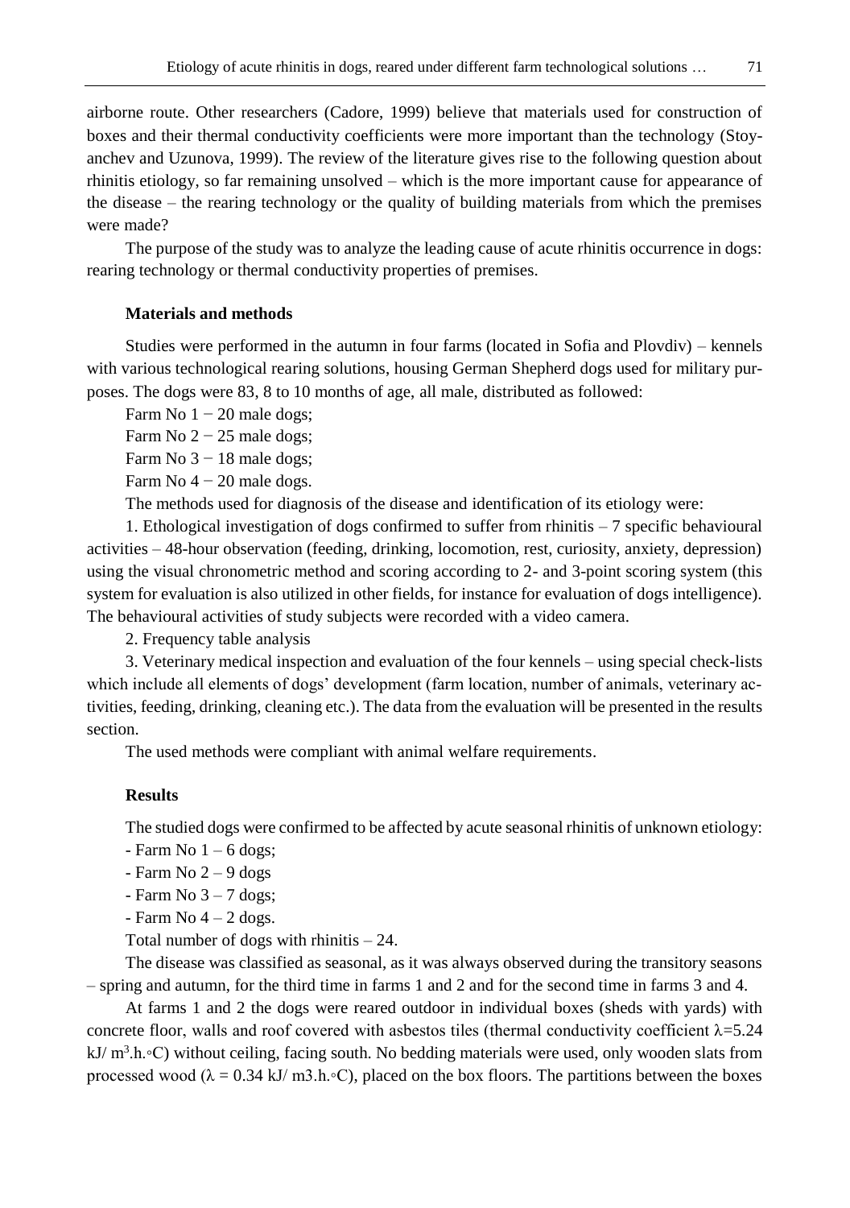airborne route. Other researchers (Cadore, 1999) believe that materials used for construction of boxes and their thermal conductivity coefficients were more important than the technology (Stoyanchev and Uzunova, 1999). The review of the literature gives rise to the following question about rhinitis etiology, so far remaining unsolved – which is the more important cause for appearance of the disease – the rearing technology or the quality of building materials from which the premises were made?

The purpose of the study was to analyze the leading cause of acute rhinitis occurrence in dogs: rearing technology or thermal conductivity properties of premises.

### Materials and methods

Studies were performed in the autumn in four farms (located in Sofia and Plovdiv) – kennels with various technological rearing solutions, housing German Shepherd dogs used for military purposes. The dogs were 83, 8 to 10 months of age, all male, distributed as followed:

Farm No 1 − 20 male dogs;

Farm No 2 − 25 male dogs;

Farm No 3 − 18 male dogs;

Farm No 4 − 20 male dogs.

The methods used for diagnosis of the disease and identification of its etiology were:

1. Ethological investigation of dogs confirmed to suffer from rhinitis – 7 specific behavioural activities – 48-hour observation (feeding, drinking, locomotion, rest, curiosity, anxiety, depression) using the visual chronometric method and scoring according to 2- and 3-point scoring system (this system for evaluation is also utilized in other fields, for instance for evaluation of dogs intelligence). The behavioural activities of study subjects were recorded with a video camera.

2. Frequency table analysis

3. Veterinary medical inspection and evaluation of the four kennels – using special check-lists which include all elements of dogs' development (farm location, number of animals, veterinary activities, feeding, drinking, cleaning etc.). The data from the evaluation will be presented in the results section.

The used methods were compliant with animal welfare requirements.

### Results

The studied dogs were confirmed to be affected by acute seasonal rhinitis of unknown etiology:

- Farm No 1 – 6 dogs;
- Farm No 2 – 9 dogs
- Farm No 3 – 7 dogs;
- Farm No 4 – 2 dogs.

Total number of dogs with rhinitis – 24.

The disease was classified as seasonal, as it was always observed during the transitory seasons – spring and autumn, for the third time in farms 1 and 2 and for the second time in farms 3 and 4.

At farms 1 and 2 the dogs were reared outdoor in individual boxes (sheds with yards) with concrete floor, walls and roof covered with asbestos tiles (thermal conductivity coefficient $\lambda$=5.24 kJ/ $m^3$.h.◦C) without ceiling, facing south. No bedding materials were used, only wooden slats from processed wood ($\lambda$ = 0.34 kJ/ m3.h.◦C), placed on the box floors. The partitions between the boxes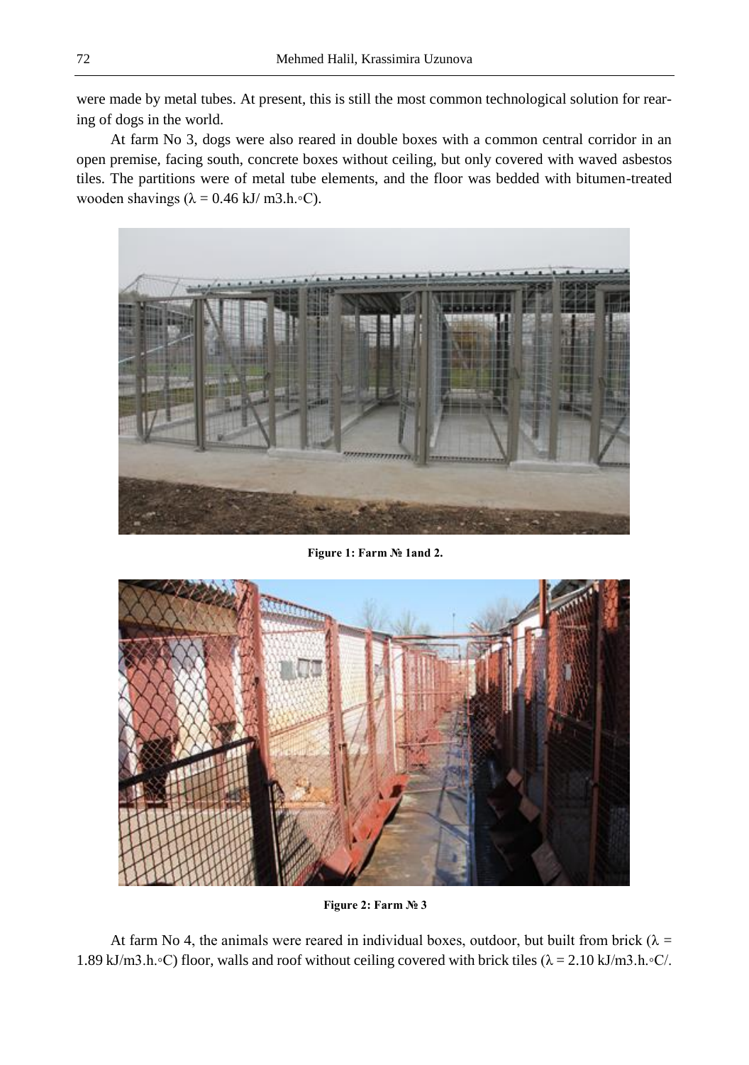were made by metal tubes. At present, this is still the most common technological solution for rearing of dogs in the world.

At farm No 3, dogs were also reared in double boxes with a common central corridor in an open premise, facing south, concrete boxes without ceiling, but only covered with waved asbestos tiles. The partitions were of metal tube elements, and the floor was bedded with bitumen-treated wooden shavings ($\lambda = 0.46$ kJ/ m3.h.◦C).

**Figure 1: Farm № 1and 2.**

**Figure 2: Farm № 3**

At farm No 4, the animals were reared in individual boxes, outdoor, but built from brick ($\lambda = 1.89$ kJ/m3.h.◦C) floor, walls and roof without ceiling covered with brick tiles ($\lambda = 2.10$ kJ/m3.h.◦C/.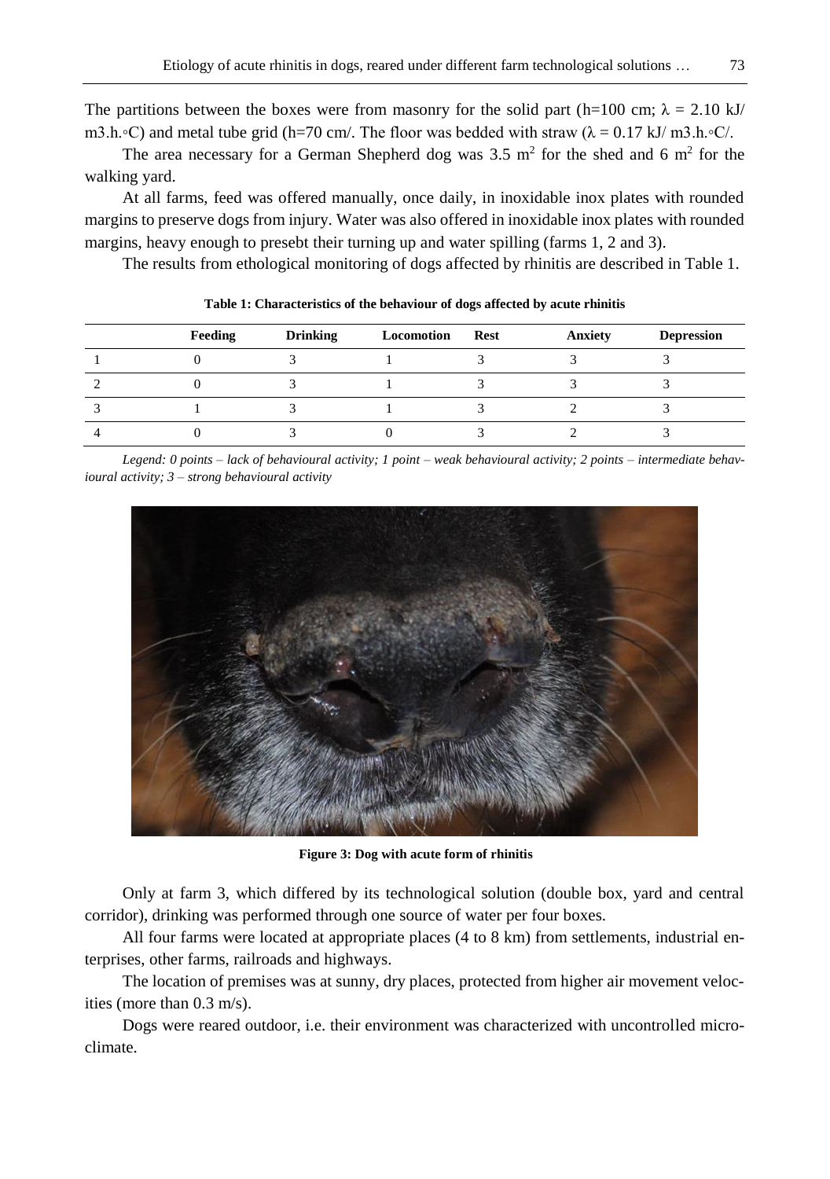The partitions between the boxes were from masonry for the solid part (h=100 cm; λ = 2.10 kJ/ m3.h.◦C) and metal tube grid (h=70 cm/. The floor was bedded with straw (λ = 0.17 kJ/ m3.h.◦C/.

The area necessary for a German Shepherd dog was 3.5 $m^2$ for the shed and 6 $m^2$ for the walking yard.

At all farms, feed was offered manually, once daily, in inoxidable inox plates with rounded margins to preserve dogs from injury. Water was also offered in inoxidable inox plates with rounded margins, heavy enough to presebt their turning up and water spilling (farms 1, 2 and 3).

The results from ethological monitoring of dogs affected by rhinitis are described in Table 1.

**Table 1: Characteristics of the behaviour of dogs affected by acute rhinitis**

| | Feeding | Drinking | Locomotion | Rest | Anxiety | Depression |
|---|---|---|---|---|---|---|
| 1 | 0 | 3 | 1 | 3 | 3 | 3 |
| 2 | 0 | 3 | 1 | 3 | 3 | 3 |
| 3 | 1 | 3 | 1 | 3 | 2 | 3 |
| 4 | 0 | 3 | 0 | 3 | 2 | 3 |

*Legend: 0 points – lack of behavioural activity; 1 point – weak behavioural activity; 2 points – intermediate behavioural activity; 3 – strong behavioural activity*

**Figure 3: Dog with acute form of rhinitis**

Only at farm 3, which differed by its technological solution (double box, yard and central corridor), drinking was performed through one source of water per four boxes.

All four farms were located at appropriate places (4 to 8 km) from settlements, industrial enterprises, other farms, railroads and highways.

The location of premises was at sunny, dry places, protected from higher air movement velocities (more than 0.3 m/s).

Dogs were reared outdoor, i.e. their environment was characterized with uncontrolled microclimate.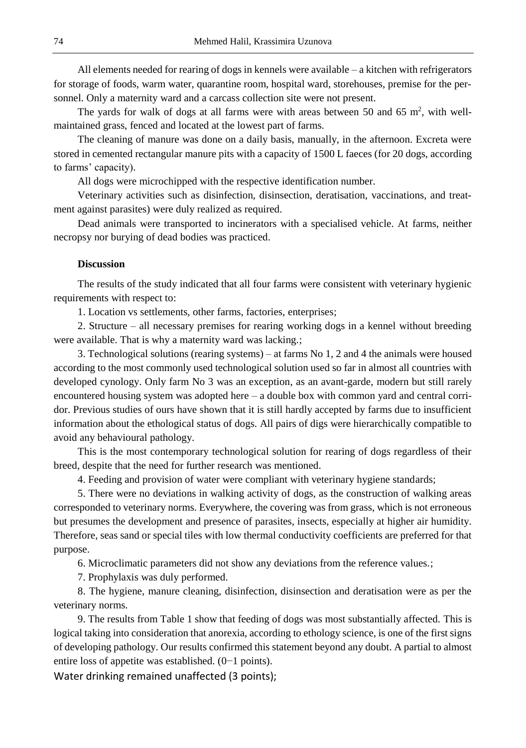All elements needed for rearing of dogs in kennels were available – a kitchen with refrigerators for storage of foods, warm water, quarantine room, hospital ward, storehouses, premise for the personnel. Only a maternity ward and a carcass collection site were not present.

The yards for walk of dogs at all farms were with areas between 50 and 65 m$^2$, with well-maintained grass, fenced and located at the lowest part of farms.

The cleaning of manure was done on a daily basis, manually, in the afternoon. Excreta were stored in cemented rectangular manure pits with a capacity of 1500 L faeces (for 20 dogs, according to farms' capacity).

All dogs were microchipped with the respective identification number.

Veterinary activities such as disinfection, disinsection, deratisation, vaccinations, and treatment against parasites) were duly realized as required.

Dead animals were transported to incinerators with a specialised vehicle. At farms, neither necropsy nor burying of dead bodies was practiced.

### Discussion

The results of the study indicated that all four farms were consistent with veterinary hygienic requirements with respect to:

1. Location vs settlements, other farms, factories, enterprises;

2. Structure – all necessary premises for rearing working dogs in a kennel without breeding were available. That is why a maternity ward was lacking.;

3. Technological solutions (rearing systems) – at farms No 1, 2 and 4 the animals were housed according to the most commonly used technological solution used so far in almost all countries with developed cynology. Only farm No 3 was an exception, as an avant-garde, modern but still rarely encountered housing system was adopted here – a double box with common yard and central corridor. Previous studies of ours have shown that it is still hardly accepted by farms due to insufficient information about the ethological status of dogs. All pairs of digs were hierarchically compatible to avoid any behavioural pathology.

This is the most contemporary technological solution for rearing of dogs regardless of their breed, despite that the need for further research was mentioned.

4. Feeding and provision of water were compliant with veterinary hygiene standards;

5. There were no deviations in walking activity of dogs, as the construction of walking areas corresponded to veterinary norms. Everywhere, the covering was from grass, which is not erroneous but presumes the development and presence of parasites, insects, especially at higher air humidity. Therefore, seas sand or special tiles with low thermal conductivity coefficients are preferred for that purpose.

6. Microclimatic parameters did not show any deviations from the reference values.;

7. Prophylaxis was duly performed.

8. The hygiene, manure cleaning, disinfection, disinsection and deratisation were as per the veterinary norms.

9. The results from Table 1 show that feeding of dogs was most substantially affected. This is logical taking into consideration that anorexia, according to ethology science, is one of the first signs of developing pathology. Our results confirmed this statement beyond any doubt. A partial to almost entire loss of appetite was established. (0−1 points).

Water drinking remained unaffected (3 points);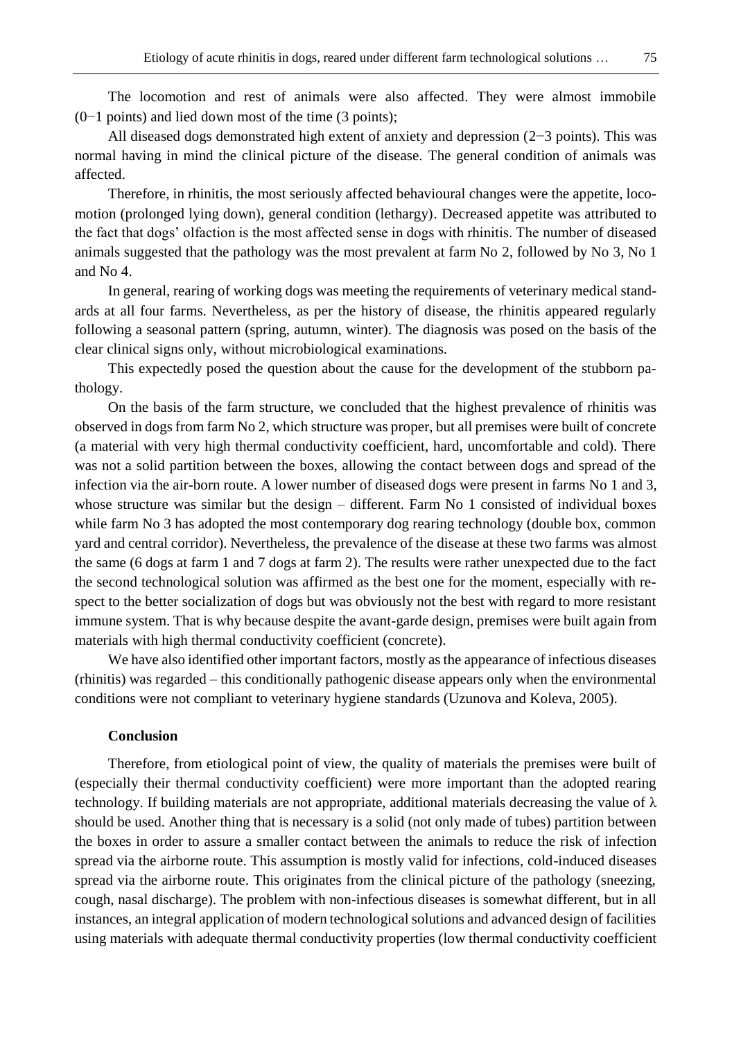The locomotion and rest of animals were also affected. They were almost immobile (0−1 points) and lied down most of the time (3 points);

All diseased dogs demonstrated high extent of anxiety and depression (2−3 points). This was normal having in mind the clinical picture of the disease. The general condition of animals was affected.

Therefore, in rhinitis, the most seriously affected behavioural changes were the appetite, locomotion (prolonged lying down), general condition (lethargy). Decreased appetite was attributed to the fact that dogs' olfaction is the most affected sense in dogs with rhinitis. The number of diseased animals suggested that the pathology was the most prevalent at farm No 2, followed by No 3, No 1 and No 4.

In general, rearing of working dogs was meeting the requirements of veterinary medical standards at all four farms. Nevertheless, as per the history of disease, the rhinitis appeared regularly following a seasonal pattern (spring, autumn, winter). The diagnosis was posed on the basis of the clear clinical signs only, without microbiological examinations.

This expectedly posed the question about the cause for the development of the stubborn pathology.

On the basis of the farm structure, we concluded that the highest prevalence of rhinitis was observed in dogs from farm No 2, which structure was proper, but all premises were built of concrete (a material with very high thermal conductivity coefficient, hard, uncomfortable and cold). There was not a solid partition between the boxes, allowing the contact between dogs and spread of the infection via the air-born route. A lower number of diseased dogs were present in farms No 1 and 3, whose structure was similar but the design – different. Farm No 1 consisted of individual boxes while farm No 3 has adopted the most contemporary dog rearing technology (double box, common yard and central corridor). Nevertheless, the prevalence of the disease at these two farms was almost the same (6 dogs at farm 1 and 7 dogs at farm 2). The results were rather unexpected due to the fact the second technological solution was affirmed as the best one for the moment, especially with respect to the better socialization of dogs but was obviously not the best with regard to more resistant immune system. That is why because despite the avant-garde design, premises were built again from materials with high thermal conductivity coefficient (concrete).

We have also identified other important factors, mostly as the appearance of infectious diseases (rhinitis) was regarded – this conditionally pathogenic disease appears only when the environmental conditions were not compliant to veterinary hygiene standards (Uzunova and Koleva, 2005).

## Conclusion

Therefore, from etiological point of view, the quality of materials the premises were built of (especially their thermal conductivity coefficient) were more important than the adopted rearing technology. If building materials are not appropriate, additional materials decreasing the value of $\lambda$ should be used. Another thing that is necessary is a solid (not only made of tubes) partition between the boxes in order to assure a smaller contact between the animals to reduce the risk of infection spread via the airborne route. This assumption is mostly valid for infections, cold-induced diseases spread via the airborne route. This originates from the clinical picture of the pathology (sneezing, cough, nasal discharge). The problem with non-infectious diseases is somewhat different, but in all instances, an integral application of modern technological solutions and advanced design of facilities using materials with adequate thermal conductivity properties (low thermal conductivity coefficient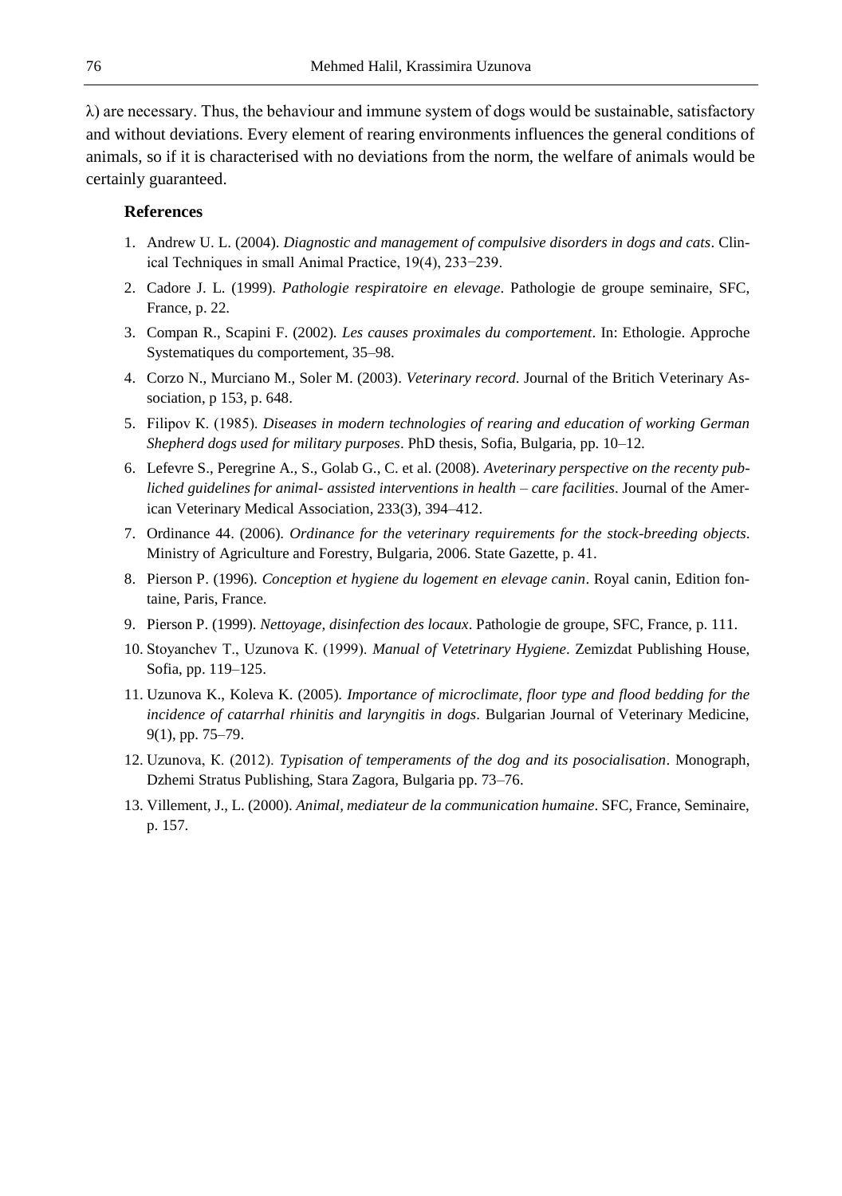λ) are necessary. Thus, the behaviour and immune system of dogs would be sustainable, satisfactory and without deviations. Every element of rearing environments influences the general conditions of animals, so if it is characterised with no deviations from the norm, the welfare of animals would be certainly guaranteed.

## References

1. Andrew U. L. (2004). *Diagnostic and management of compulsive disorders in dogs and cats*. Clinical Techniques in small Animal Practice, 19(4), 233−239.
2. Cadore J. L. (1999). *Pathologie respiratoire en elevage*. Pathologie de groupe seminaire, SFC, France, p. 22.
3. Compan R., Scapini F. (2002). *Les causes proximales du comportement*. In: Ethologie. Approche Systematiques du comportement, 35–98.
4. Corzo N., Murciano M., Soler M. (2003). *Veterinary record*. Journal of the Britich Veterinary Association, p 153, p. 648.
5. Filipov K. (1985). *Diseases in modern technologies of rearing and education of working German Shepherd dogs used for military purposes*. PhD thesis, Sofia, Bulgaria, pp. 10–12.
6. Lefevre S., Peregrine A., S., Golab G., C. et al. (2008). *Aveterinary perspective on the recenty publiched guidelines for animal- assisted interventions in health – care facilities*. Journal of the American Veterinary Medical Association, 233(3), 394–412.
7. Ordinance 44. (2006). *Ordinance for the veterinary requirements for the stock-breeding objects*. Ministry of Agriculture and Forestry, Bulgaria, 2006. State Gazette, p. 41.
8. Pierson P. (1996). *Conception et hygiene du logement en elevage canin*. Royal canin, Edition fontaine, Paris, France.
9. Pierson P. (1999). *Nettoyage, disinfection des locaux*. Pathologie de groupe, SFC, France, p. 111.
10. Stoyanchev T., Uzunova K. (1999). *Manual of Vetetrinary Hygiene*. Zemizdat Publishing House, Sofia, pp. 119–125.
11. Uzunova K., Koleva K. (2005). *Importance of microclimate, floor type and flood bedding for the incidence of catarrhal rhinitis and laryngitis in dogs*. Bulgarian Journal of Veterinary Medicine, 9(1), pp. 75–79.
12. Uzunova, K. (2012). *Typisation of temperaments of the dog and its posocialisation*. Monograph, Dzhemi Stratus Publishing, Stara Zagora, Bulgaria pp. 73–76.
13. Villement, J., L. (2000). *Animal, mediateur de la communication humaine*. SFC, France, Seminaire, p. 157.